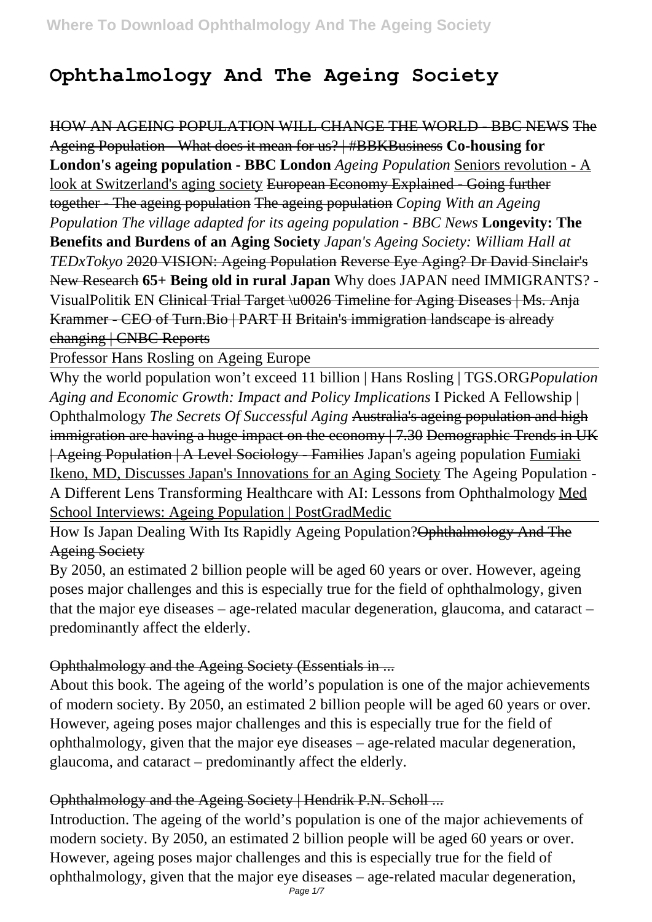# Ophthalmology And The Ageing Society

~~HOW AN AGEING POPULATION WILL CHANGE THE WORLD - BBC NEWS~~ ~~The Ageing Population - What does it mean for us? | #BBKBusiness~~ **Co-housing for London's ageing population - BBC London** *Ageing Population* Seniors revolution - A look at Switzerland's aging society ~~European Economy Explained - Going further together - The ageing population~~ ~~The ageing population~~ *Coping With an Ageing Population* *The village adapted for its ageing population - BBC News* **Longevity: The Benefits and Burdens of an Aging Society** *Japan's Ageing Society: William Hall at TEDxTokyo* ~~2020 VISION: Ageing Population~~ ~~Reverse Eye Aging? Dr David Sinclair's New Research~~ **65+ Being old in rural Japan** Why does JAPAN need IMMIGRANTS? - VisualPolitik EN ~~Clinical Trial Target \u0026 Timeline for Aging Diseases | Ms. Anja Krammer - CEO of Turn.Bio | PART II~~ ~~Britain's immigration landscape is already changing | CNBC Reports~~

Professor Hans Rosling on Ageing Europe

Why the world population won't exceed 11 billion | Hans Rosling | TGS.ORG *Population Aging and Economic Growth: Impact and Policy Implications* I Picked A Fellowship | Ophthalmology *The Secrets Of Successful Aging* ~~Australia's ageing population and high immigration are having a huge impact on the economy | 7.30~~ ~~Demographic Trends in UK | Ageing Population | A Level Sociology - Families~~ Japan's ageing population Fumiaki Ikeno, MD, Discusses Japan's Innovations for an Aging Society The Ageing Population - A Different Lens Transforming Healthcare with AI: Lessons from Ophthalmology Med School Interviews: Ageing Population | PostGradMedic

How Is Japan Dealing With Its Rapidly Ageing Population?~~Ophthalmology And The Ageing Society~~

By 2050, an estimated 2 billion people will be aged 60 years or over. However, ageing poses major challenges and this is especially true for the field of ophthalmology, given that the major eye diseases – age-related macular degeneration, glaucoma, and cataract – predominantly affect the elderly.

## Ophthalmology and the Ageing Society (Essentials in ...

About this book. The ageing of the world's population is one of the major achievements of modern society. By 2050, an estimated 2 billion people will be aged 60 years or over. However, ageing poses major challenges and this is especially true for the field of ophthalmology, given that the major eye diseases – age-related macular degeneration, glaucoma, and cataract – predominantly affect the elderly.

## Ophthalmology and the Ageing Society | Hendrik P.N. Scholl ...

Introduction. The ageing of the world's population is one of the major achievements of modern society. By 2050, an estimated 2 billion people will be aged 60 years or over. However, ageing poses major challenges and this is especially true for the field of ophthalmology, given that the major eye diseases – age-related macular degeneration,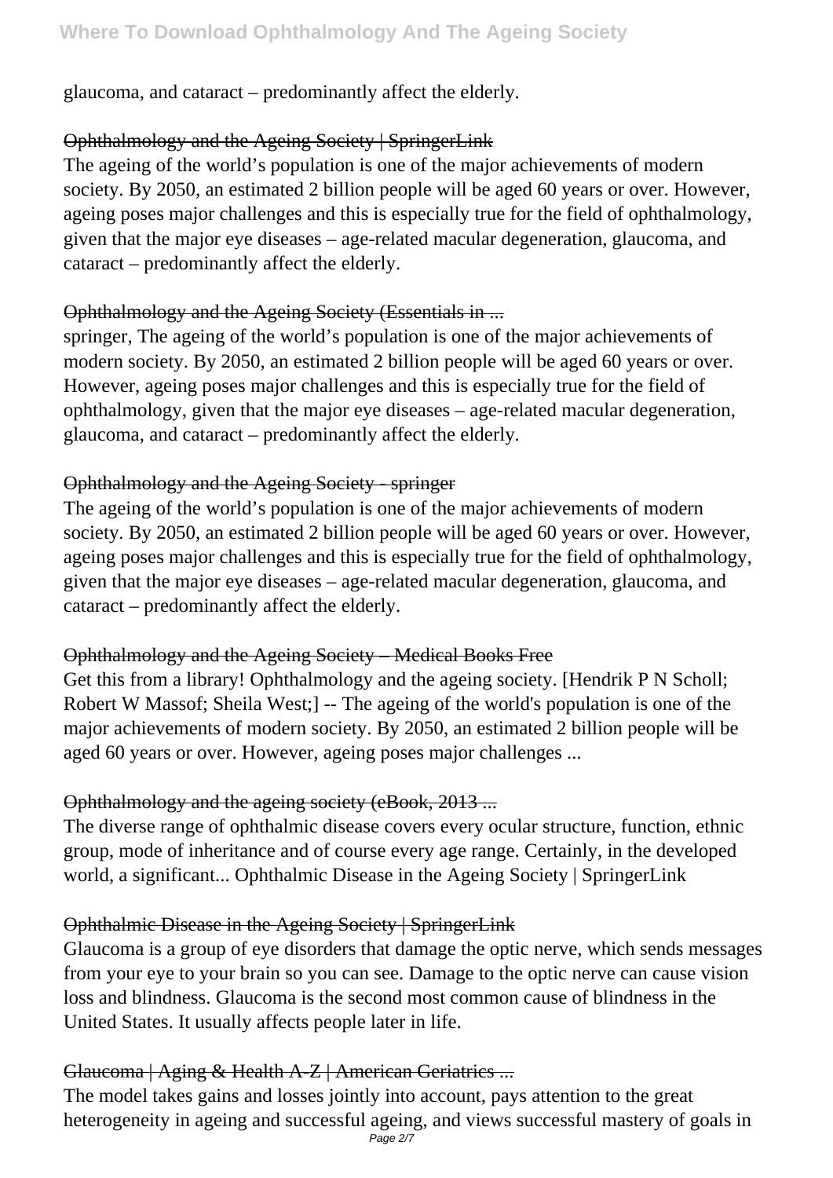glaucoma, and cataract – predominantly affect the elderly.

~~Ophthalmology and the Ageing Society | SpringerLink~~

The ageing of the world's population is one of the major achievements of modern society. By 2050, an estimated 2 billion people will be aged 60 years or over. However, ageing poses major challenges and this is especially true for the field of ophthalmology, given that the major eye diseases – age-related macular degeneration, glaucoma, and cataract – predominantly affect the elderly.

~~Ophthalmology and the Ageing Society (Essentials in ...~~

springer, The ageing of the world's population is one of the major achievements of modern society. By 2050, an estimated 2 billion people will be aged 60 years or over. However, ageing poses major challenges and this is especially true for the field of ophthalmology, given that the major eye diseases – age-related macular degeneration, glaucoma, and cataract – predominantly affect the elderly.

~~Ophthalmology and the Ageing Society - springer~~

The ageing of the world's population is one of the major achievements of modern society. By 2050, an estimated 2 billion people will be aged 60 years or over. However, ageing poses major challenges and this is especially true for the field of ophthalmology, given that the major eye diseases – age-related macular degeneration, glaucoma, and cataract – predominantly affect the elderly.

~~Ophthalmology and the Ageing Society – Medical Books Free~~

Get this from a library! Ophthalmology and the ageing society. [Hendrik P N Scholl; Robert W Massof; Sheila West;] -- The ageing of the world's population is one of the major achievements of modern society. By 2050, an estimated 2 billion people will be aged 60 years or over. However, ageing poses major challenges ...

~~Ophthalmology and the ageing society (eBook, 2013 ...~~

The diverse range of ophthalmic disease covers every ocular structure, function, ethnic group, mode of inheritance and of course every age range. Certainly, in the developed world, a significant... Ophthalmic Disease in the Ageing Society | SpringerLink

~~Ophthalmic Disease in the Ageing Society | SpringerLink~~

Glaucoma is a group of eye disorders that damage the optic nerve, which sends messages from your eye to your brain so you can see. Damage to the optic nerve can cause vision loss and blindness. Glaucoma is the second most common cause of blindness in the United States. It usually affects people later in life.

~~Glaucoma | Aging & Health A-Z | American Geriatrics ...~~

The model takes gains and losses jointly into account, pays attention to the great heterogeneity in ageing and successful ageing, and views successful mastery of goals in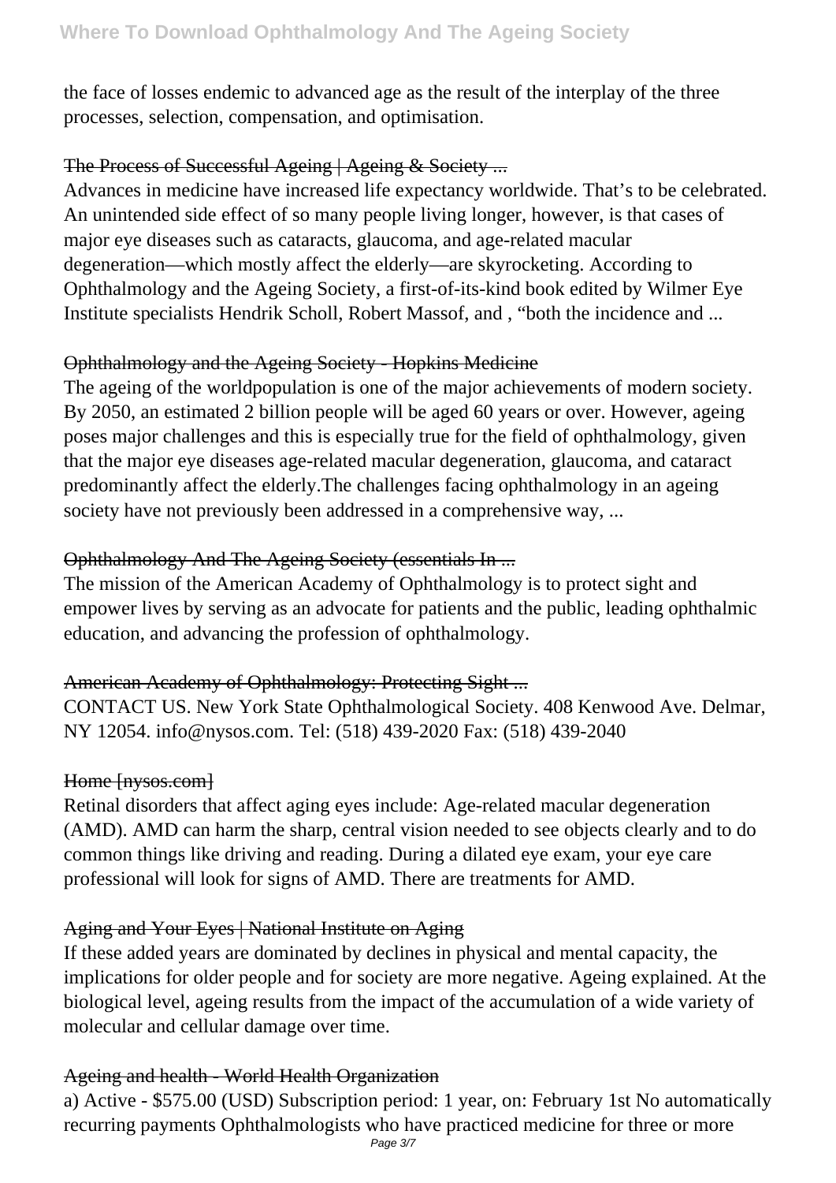the face of losses endemic to advanced age as the result of the interplay of the three processes, selection, compensation, and optimisation.

### The Process of Successful Ageing | Ageing & Society ...

Advances in medicine have increased life expectancy worldwide. That's to be celebrated. An unintended side effect of so many people living longer, however, is that cases of major eye diseases such as cataracts, glaucoma, and age-related macular degeneration—which mostly affect the elderly—are skyrocketing. According to Ophthalmology and the Ageing Society, a first-of-its-kind book edited by Wilmer Eye Institute specialists Hendrik Scholl, Robert Massof, and , "both the incidence and ...

### Ophthalmology and the Ageing Society - Hopkins Medicine

The ageing of the worldpopulation is one of the major achievements of modern society. By 2050, an estimated 2 billion people will be aged 60 years or over. However, ageing poses major challenges and this is especially true for the field of ophthalmology, given that the major eye diseases age-related macular degeneration, glaucoma, and cataract predominantly affect the elderly.The challenges facing ophthalmology in an ageing society have not previously been addressed in a comprehensive way, ...

### Ophthalmology And The Ageing Society (essentials In ...

The mission of the American Academy of Ophthalmology is to protect sight and empower lives by serving as an advocate for patients and the public, leading ophthalmic education, and advancing the profession of ophthalmology.

### American Academy of Ophthalmology: Protecting Sight ...

CONTACT US. New York State Ophthalmological Society. 408 Kenwood Ave. Delmar, NY 12054. info@nysos.com. Tel: (518) 439-2020 Fax: (518) 439-2040

### Home [nysos.com]

Retinal disorders that affect aging eyes include: Age-related macular degeneration (AMD). AMD can harm the sharp, central vision needed to see objects clearly and to do common things like driving and reading. During a dilated eye exam, your eye care professional will look for signs of AMD. There are treatments for AMD.

### Aging and Your Eyes | National Institute on Aging

If these added years are dominated by declines in physical and mental capacity, the implications for older people and for society are more negative. Ageing explained. At the biological level, ageing results from the impact of the accumulation of a wide variety of molecular and cellular damage over time.

### Ageing and health - World Health Organization

a) Active - $575.00 (USD) Subscription period: 1 year, on: February 1st No automatically recurring payments Ophthalmologists who have practiced medicine for three or more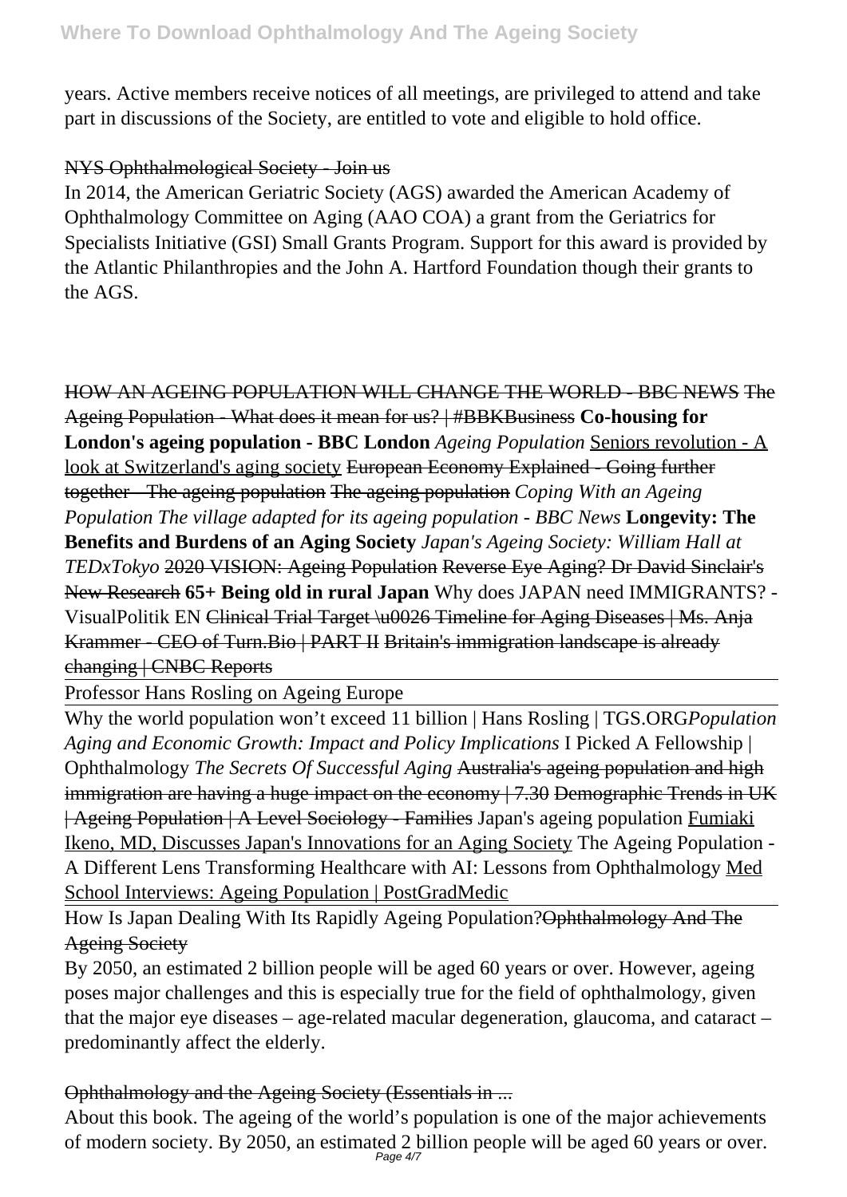years. Active members receive notices of all meetings, are privileged to attend and take part in discussions of the Society, are entitled to vote and eligible to hold office.

NYS Ophthalmological Society - Join us

In 2014, the American Geriatric Society (AGS) awarded the American Academy of Ophthalmology Committee on Aging (AAO COA) a grant from the Geriatrics for Specialists Initiative (GSI) Small Grants Program. Support for this award is provided by the Atlantic Philanthropies and the John A. Hartford Foundation though their grants to the AGS.

HOW AN AGEING POPULATION WILL CHANGE THE WORLD - BBC NEWS The Ageing Population - What does it mean for us? | #BBKBusiness **Co-housing for London's ageing population - BBC London** *Ageing Population* Seniors revolution - A look at Switzerland's aging society European Economy Explained - Going further together – The ageing population The ageing population *Coping With an Ageing Population The village adapted for its ageing population - BBC News* **Longevity: The Benefits and Burdens of an Aging Society** *Japan's Ageing Society: William Hall at TEDxTokyo* 2020 VISION: Ageing Population Reverse Eye Aging? Dr David Sinclair's New Research **65+ Being old in rural Japan** Why does JAPAN need IMMIGRANTS? - VisualPolitik EN Clinical Trial Target \u0026 Timeline for Aging Diseases | Ms. Anja Krammer - CEO of Turn.Bio | PART II Britain's immigration landscape is already changing | CNBC Reports

Professor Hans Rosling on Ageing Europe

Why the world population won't exceed 11 billion | Hans Rosling | TGS.ORG*Population Aging and Economic Growth: Impact and Policy Implications* I Picked A Fellowship | Ophthalmology *The Secrets Of Successful Aging* Australia's ageing population and high immigration are having a huge impact on the economy | 7.30 Demographic Trends in UK | Ageing Population | A Level Sociology - Families Japan's ageing population Fumiaki Ikeno, MD, Discusses Japan's Innovations for an Aging Society The Ageing Population - A Different Lens Transforming Healthcare with AI: Lessons from Ophthalmology Med School Interviews: Ageing Population | PostGradMedic

How Is Japan Dealing With Its Rapidly Ageing Population?Ophthalmology And The Ageing Society

By 2050, an estimated 2 billion people will be aged 60 years or over. However, ageing poses major challenges and this is especially true for the field of ophthalmology, given that the major eye diseases – age-related macular degeneration, glaucoma, and cataract – predominantly affect the elderly.

Ophthalmology and the Ageing Society (Essentials in ...

About this book. The ageing of the world's population is one of the major achievements of modern society. By 2050, an estimated 2 billion people will be aged 60 years or over.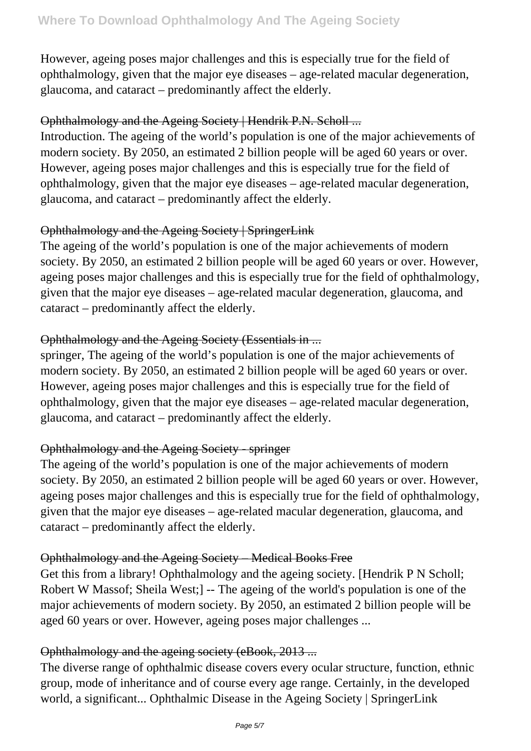However, ageing poses major challenges and this is especially true for the field of ophthalmology, given that the major eye diseases – age-related macular degeneration, glaucoma, and cataract – predominantly affect the elderly.

Ophthalmology and the Ageing Society | Hendrik P.N. Scholl ...

Introduction. The ageing of the world's population is one of the major achievements of modern society. By 2050, an estimated 2 billion people will be aged 60 years or over. However, ageing poses major challenges and this is especially true for the field of ophthalmology, given that the major eye diseases – age-related macular degeneration, glaucoma, and cataract – predominantly affect the elderly.

Ophthalmology and the Ageing Society | SpringerLink

The ageing of the world's population is one of the major achievements of modern society. By 2050, an estimated 2 billion people will be aged 60 years or over. However, ageing poses major challenges and this is especially true for the field of ophthalmology, given that the major eye diseases – age-related macular degeneration, glaucoma, and cataract – predominantly affect the elderly.

Ophthalmology and the Ageing Society (Essentials in ...

springer, The ageing of the world's population is one of the major achievements of modern society. By 2050, an estimated 2 billion people will be aged 60 years or over. However, ageing poses major challenges and this is especially true for the field of ophthalmology, given that the major eye diseases – age-related macular degeneration, glaucoma, and cataract – predominantly affect the elderly.

Ophthalmology and the Ageing Society - springer

The ageing of the world's population is one of the major achievements of modern society. By 2050, an estimated 2 billion people will be aged 60 years or over. However, ageing poses major challenges and this is especially true for the field of ophthalmology, given that the major eye diseases – age-related macular degeneration, glaucoma, and cataract – predominantly affect the elderly.

Ophthalmology and the Ageing Society – Medical Books Free

Get this from a library! Ophthalmology and the ageing society. [Hendrik P N Scholl; Robert W Massof; Sheila West;] -- The ageing of the world's population is one of the major achievements of modern society. By 2050, an estimated 2 billion people will be aged 60 years or over. However, ageing poses major challenges ...

Ophthalmology and the ageing society (eBook, 2013 ...

The diverse range of ophthalmic disease covers every ocular structure, function, ethnic group, mode of inheritance and of course every age range. Certainly, in the developed world, a significant... Ophthalmic Disease in the Ageing Society | SpringerLink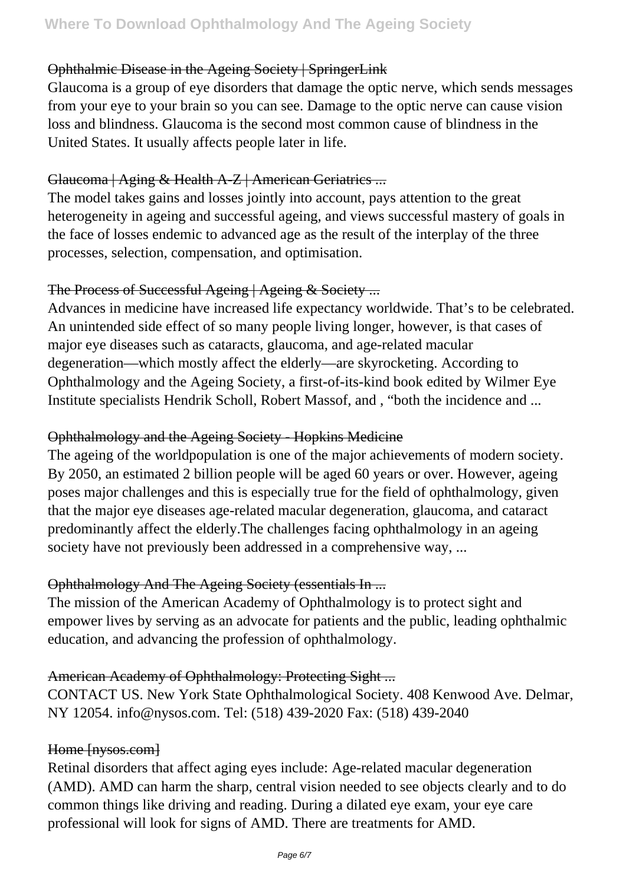Ophthalmic Disease in the Ageing Society | SpringerLink

Glaucoma is a group of eye disorders that damage the optic nerve, which sends messages from your eye to your brain so you can see. Damage to the optic nerve can cause vision loss and blindness. Glaucoma is the second most common cause of blindness in the United States. It usually affects people later in life.

Glaucoma | Aging & Health A-Z | American Geriatrics ...

The model takes gains and losses jointly into account, pays attention to the great heterogeneity in ageing and successful ageing, and views successful mastery of goals in the face of losses endemic to advanced age as the result of the interplay of the three processes, selection, compensation, and optimisation.

The Process of Successful Ageing | Ageing & Society ...

Advances in medicine have increased life expectancy worldwide. That's to be celebrated. An unintended side effect of so many people living longer, however, is that cases of major eye diseases such as cataracts, glaucoma, and age-related macular degeneration—which mostly affect the elderly—are skyrocketing. According to Ophthalmology and the Ageing Society, a first-of-its-kind book edited by Wilmer Eye Institute specialists Hendrik Scholl, Robert Massof, and , "both the incidence and ...

Ophthalmology and the Ageing Society - Hopkins Medicine

The ageing of the worldpopulation is one of the major achievements of modern society. By 2050, an estimated 2 billion people will be aged 60 years or over. However, ageing poses major challenges and this is especially true for the field of ophthalmology, given that the major eye diseases age-related macular degeneration, glaucoma, and cataract predominantly affect the elderly.The challenges facing ophthalmology in an ageing society have not previously been addressed in a comprehensive way, ...

Ophthalmology And The Ageing Society (essentials In ...

The mission of the American Academy of Ophthalmology is to protect sight and empower lives by serving as an advocate for patients and the public, leading ophthalmic education, and advancing the profession of ophthalmology.

American Academy of Ophthalmology: Protecting Sight ...

CONTACT US. New York State Ophthalmological Society. 408 Kenwood Ave. Delmar, NY 12054. info@nysos.com. Tel: (518) 439-2020 Fax: (518) 439-2040

Home [nysos.com]

Retinal disorders that affect aging eyes include: Age-related macular degeneration (AMD). AMD can harm the sharp, central vision needed to see objects clearly and to do common things like driving and reading. During a dilated eye exam, your eye care professional will look for signs of AMD. There are treatments for AMD.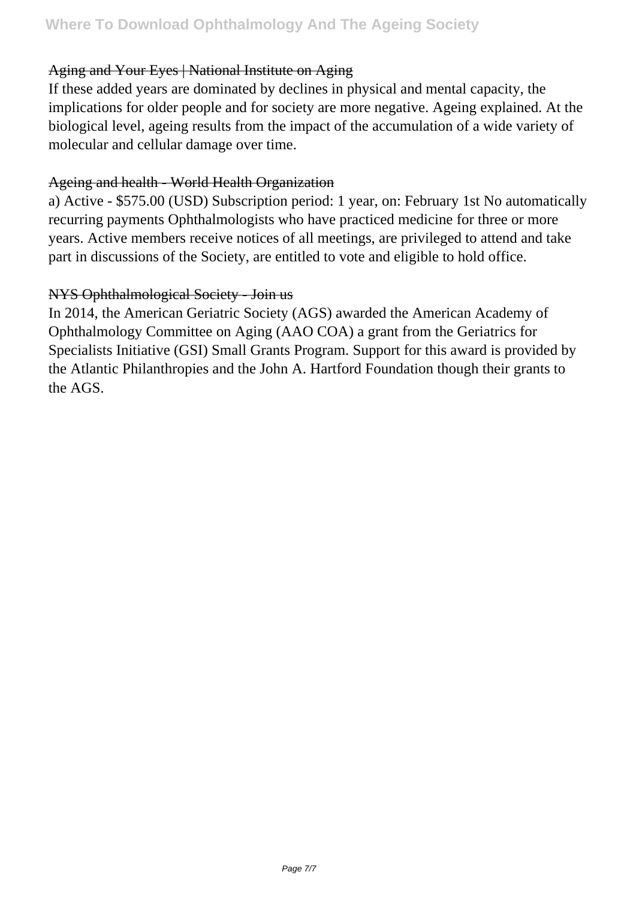Aging and Your Eyes | National Institute on Aging

If these added years are dominated by declines in physical and mental capacity, the implications for older people and for society are more negative. Ageing explained. At the biological level, ageing results from the impact of the accumulation of a wide variety of molecular and cellular damage over time.

Ageing and health - World Health Organization

a) Active - $575.00 (USD) Subscription period: 1 year, on: February 1st No automatically recurring payments Ophthalmologists who have practiced medicine for three or more years. Active members receive notices of all meetings, are privileged to attend and take part in discussions of the Society, are entitled to vote and eligible to hold office.

NYS Ophthalmological Society - Join us

In 2014, the American Geriatric Society (AGS) awarded the American Academy of Ophthalmology Committee on Aging (AAO COA) a grant from the Geriatrics for Specialists Initiative (GSI) Small Grants Program. Support for this award is provided by the Atlantic Philanthropies and the John A. Hartford Foundation though their grants to the AGS.